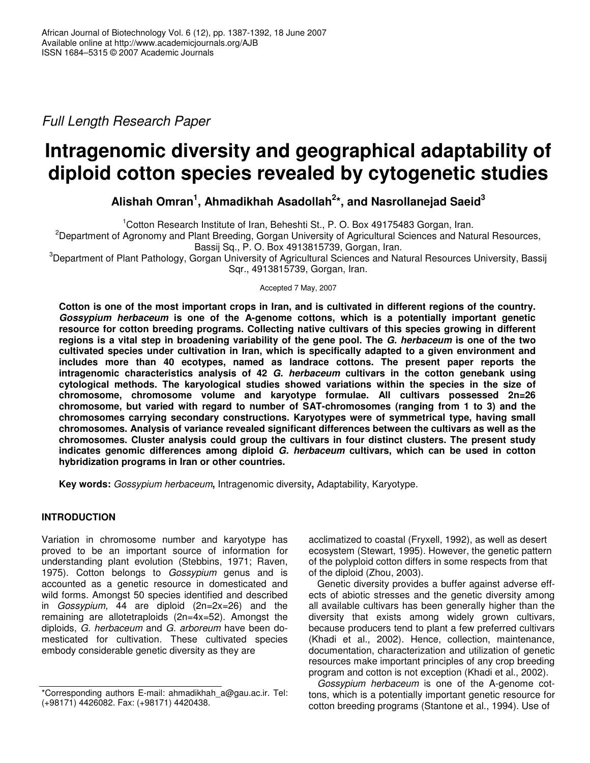*Full Length Research Paper*

# Intragenomic diversity and geographical adaptability of diploid cotton species revealed by cytogenetic studies

**Alishah Omran[1], Ahmadikhah Asadollah[2]*, and Nasrollanejad Saeid[3]**

[1]Cotton Research Institute of Iran, Beheshti St., P. O. Box 49175483 Gorgan, Iran.
[2]Department of Agronomy and Plant Breeding, Gorgan University of Agricultural Sciences and Natural Resources, Bassij Sq., P. O. Box 4913815739, Gorgan, Iran.
[3]Department of Plant Pathology, Gorgan University of Agricultural Sciences and Natural Resources University, Bassij Sqr., 4913815739, Gorgan, Iran.

Accepted 7 May, 2007

**Cotton is one of the most important crops in Iran, and is cultivated in different regions of the country. *Gossypium herbaceum* is one of the A-genome cottons, which is a potentially important genetic resource for cotton breeding programs. Collecting native cultivars of this species growing in different regions is a vital step in broadening variability of the gene pool. The *G. herbaceum* is one of the two cultivated species under cultivation in Iran, which is specifically adapted to a given environment and includes more than 40 ecotypes, named as landrace cottons. The present paper reports the intragenomic characteristics analysis of 42 *G. herbaceum* cultivars in the cotton genebank using cytological methods. The karyological studies showed variations within the species in the size of chromosome, chromosome volume and karyotype formulae. All cultivars possessed 2n=26 chromosome, but varied with regard to number of SAT-chromosomes (ranging from 1 to 3) and the chromosomes carrying secondary constructions. Karyotypes were of symmetrical type, having small chromosomes. Analysis of variance revealed significant differences between the cultivars as well as the chromosomes. Cluster analysis could group the cultivars in four distinct clusters. The present study indicates genomic differences among diploid *G. herbaceum* cultivars, which can be used in cotton hybridization programs in Iran or other countries.**

**Key words:** *Gossypium herbaceum***,** Intragenomic diversity**,** Adaptability, Karyotype.

## INTRODUCTION

Variation in chromosome number and karyotype has proved to be an important source of information for understanding plant evolution (Stebbins, 1971; Raven, 1975). Cotton belongs to *Gossypium* genus and is accounted as a genetic resource in domesticated and wild forms. Amongst 50 species identified and described in *Gossypium,* 44 are diploid (2n=2x=26) and the remaining are allotetraploids (2n=4x=52). Amongst the diploids, *G. herbaceum* and *G. arboreum* have been domesticated for cultivation. These cultivated species embody considerable genetic diversity as they are acclimatized to coastal (Fryxell, 1992), as well as desert ecosystem (Stewart, 1995). However, the genetic pattern of the polyploid cotton differs in some respects from that of the diploid (Zhou, 2003).

Genetic diversity provides a buffer against adverse effects of abiotic stresses and the genetic diversity among all available cultivars has been generally higher than the diversity that exists among widely grown cultivars, because producers tend to plant a few preferred cultivars (Khadi et al., 2002). Hence, collection, maintenance, documentation, characterization and utilization of genetic resources make important principles of any crop breeding program and cotton is not exception (Khadi et al., 2002).

*Gossypium herbaceum* is one of the A-genome cottons, which is a potentially important genetic resource for cotton breeding programs (Stantone et al., 1994). Use of

*Corresponding authors E-mail: ahmadikhah_a@gau.ac.ir. Tel: (+98171) 4426082. Fax: (+98171) 4420438.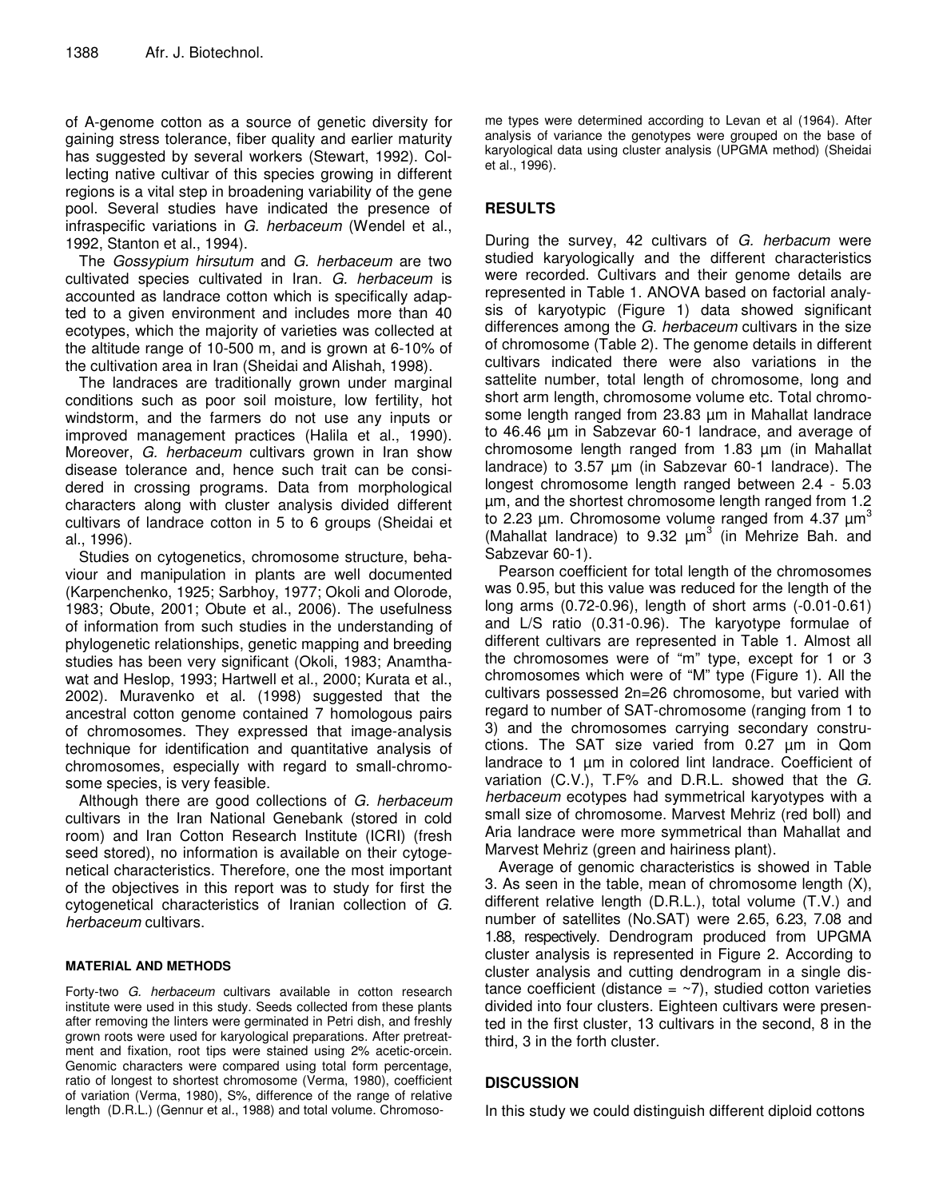of A-genome cotton as a source of genetic diversity for gaining stress tolerance, fiber quality and earlier maturity has suggested by several workers (Stewart, 1992). Collecting native cultivar of this species growing in different regions is a vital step in broadening variability of the gene pool. Several studies have indicated the presence of infraspecific variations in *G. herbaceum* (Wendel et al., 1992, Stanton et al., 1994).

The *Gossypium hirsutum* and *G. herbaceum* are two cultivated species cultivated in Iran. *G. herbaceum* is accounted as landrace cotton which is specifically adapted to a given environment and includes more than 40 ecotypes, which the majority of varieties was collected at the altitude range of 10-500 m, and is grown at 6-10% of the cultivation area in Iran (Sheidai and Alishah, 1998).

The landraces are traditionally grown under marginal conditions such as poor soil moisture, low fertility, hot windstorm, and the farmers do not use any inputs or improved management practices (Halila et al., 1990). Moreover, *G. herbaceum* cultivars grown in Iran show disease tolerance and, hence such trait can be considered in crossing programs. Data from morphological characters along with cluster analysis divided different cultivars of landrace cotton in 5 to 6 groups (Sheidai et al., 1996).

Studies on cytogenetics, chromosome structure, behaviour and manipulation in plants are well documented (Karpenchenko, 1925; Sarbhoy, 1977; Okoli and Olorode, 1983; Obute, 2001; Obute et al., 2006). The usefulness of information from such studies in the understanding of phylogenetic relationships, genetic mapping and breeding studies has been very significant (Okoli, 1983; Anamthawat and Heslop, 1993; Hartwell et al., 2000; Kurata et al., 2002). Muravenko et al. (1998) suggested that the ancestral cotton genome contained 7 homologous pairs of chromosomes. They expressed that image-analysis technique for identification and quantitative analysis of chromosomes, especially with regard to small-chromosome species, is very feasible.

Although there are good collections of *G. herbaceum* cultivars in the Iran National Genebank (stored in cold room) and Iran Cotton Research Institute (ICRI) (fresh seed stored), no information is available on their cytogenetical characteristics. Therefore, one the most important of the objectives in this report was to study for first the cytogenetical characteristics of Iranian collection of *G. herbaceum* cultivars.

## MATERIAL AND METHODS

Forty-two *G. herbaceum* cultivars available in cotton research institute were used in this study. Seeds collected from these plants after removing the linters were germinated in Petri dish, and freshly grown roots were used for karyological preparations. After pretreatment and fixation, root tips were stained using 2% acetic-orcein. Genomic characters were compared using total form percentage, ratio of longest to shortest chromosome (Verma, 1980), coefficient of variation (Verma, 1980), S%, difference of the range of relative length (D.R.L.) (Gennur et al., 1988) and total volume. Chromosome types were determined according to Levan et al (1964). After analysis of variance the genotypes were grouped on the base of karyological data using cluster analysis (UPGMA method) (Sheidai et al., 1996).

## RESULTS

During the survey, 42 cultivars of *G. herbacum* were studied karyologically and the different characteristics were recorded. Cultivars and their genome details are represented in Table 1. ANOVA based on factorial analysis of karyotypic (Figure 1) data showed significant differences among the *G. herbaceum* cultivars in the size of chromosome (Table 2). The genome details in different cultivars indicated there were also variations in the sattelite number, total length of chromosome, long and short arm length, chromosome volume etc. Total chromosome length ranged from 23.83 µm in Mahallat landrace to 46.46 µm in Sabzevar 60-1 landrace, and average of chromosome length ranged from 1.83 µm (in Mahallat landrace) to 3.57 µm (in Sabzevar 60-1 landrace). The longest chromosome length ranged between 2.4 - 5.03 µm, and the shortest chromosome length ranged from 1.2 to 2.23 µm. Chromosome volume ranged from 4.37 $µm^3$ (Mahallat landrace) to 9.32 $µm^3$ (in Mehrize Bah. and Sabzevar 60-1).

Pearson coefficient for total length of the chromosomes was 0.95, but this value was reduced for the length of the long arms (0.72-0.96), length of short arms (-0.01-0.61) and L/S ratio (0.31-0.96). The karyotype formulae of different cultivars are represented in Table 1. Almost all the chromosomes were of "m" type, except for 1 or 3 chromosomes which were of "M" type (Figure 1). All the cultivars possessed 2n=26 chromosome, but varied with regard to number of SAT-chromosome (ranging from 1 to 3) and the chromosomes carrying secondary constructions. The SAT size varied from 0.27 µm in Qom landrace to 1 µm in colored lint landrace. Coefficient of variation (C.V.), T.F% and D.R.L. showed that the *G. herbaceum* ecotypes had symmetrical karyotypes with a small size of chromosome. Marvest Mehriz (red boll) and Aria landrace were more symmetrical than Mahallat and Marvest Mehriz (green and hairiness plant).

Average of genomic characteristics is showed in Table 3. As seen in the table, mean of chromosome length (X), different relative length (D.R.L.), total volume (T.V.) and number of satellites (No.SAT) were 2.65, 6.23, 7.08 and 1.88, respectively. Dendrogram produced from UPGMA cluster analysis is represented in Figure 2. According to cluster analysis and cutting dendrogram in a single distance coefficient (distance = ~7), studied cotton varieties divided into four clusters. Eighteen cultivars were presented in the first cluster, 13 cultivars in the second, 8 in the third, 3 in the forth cluster.

## DISCUSSION

In this study we could distinguish different diploid cottons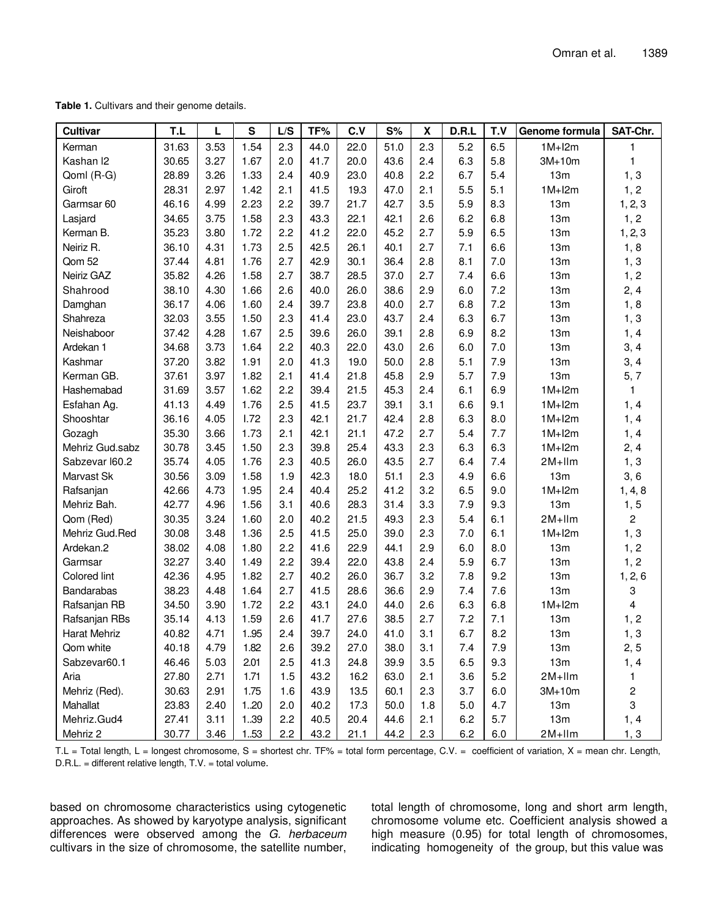**Table 1.** Cultivars and their genome details.

| Cultivar | T.L | L | S | L/S | TF% | C.V | S% | X | D.R.L | T.V | Genome formula | SAT-Chr. |
|---|---|---|---|---|---|---|---|---|---|---|---|---|
| Kerman | 31.63 | 3.53 | 1.54 | 2.3 | 44.0 | 22.0 | 51.0 | 2.3 | 5.2 | 6.5 | 1M+I2m | 1 |
| Kashan I2 | 30.65 | 3.27 | 1.67 | 2.0 | 41.7 | 20.0 | 43.6 | 2.4 | 6.3 | 5.8 | 3M+10m | 1 |
| QomI (R-G) | 28.89 | 3.26 | 1.33 | 2.4 | 40.9 | 23.0 | 40.8 | 2.2 | 6.7 | 5.4 | 13m | 1, 3 |
| Giroft | 28.31 | 2.97 | 1.42 | 2.1 | 41.5 | 19.3 | 47.0 | 2.1 | 5.5 | 5.1 | 1M+I2m | 1, 2 |
| Garmsar 60 | 46.16 | 4.99 | 2.23 | 2.2 | 39.7 | 21.7 | 42.7 | 3.5 | 5.9 | 8.3 | 13m | 1, 2, 3 |
| Lasjard | 34.65 | 3.75 | 1.58 | 2.3 | 43.3 | 22.1 | 42.1 | 2.6 | 6.2 | 6.8 | 13m | 1, 2 |
| Kerman B. | 35.23 | 3.80 | 1.72 | 2.2 | 41.2 | 22.0 | 45.2 | 2.7 | 5.9 | 6.5 | 13m | 1, 2, 3 |
| Neiriz R. | 36.10 | 4.31 | 1.73 | 2.5 | 42.5 | 26.1 | 40.1 | 2.7 | 7.1 | 6.6 | 13m | 1, 8 |
| Qom 52 | 37.44 | 4.81 | 1.76 | 2.7 | 42.9 | 30.1 | 36.4 | 2.8 | 8.1 | 7.0 | 13m | 1, 3 |
| Neiriz GAZ | 35.82 | 4.26 | 1.58 | 2.7 | 38.7 | 28.5 | 37.0 | 2.7 | 7.4 | 6.6 | 13m | 1, 2 |
| Shahrood | 38.10 | 4.30 | 1.66 | 2.6 | 40.0 | 26.0 | 38.6 | 2.9 | 6.0 | 7.2 | 13m | 2, 4 |
| Damghan | 36.17 | 4.06 | 1.60 | 2.4 | 39.7 | 23.8 | 40.0 | 2.7 | 6.8 | 7.2 | 13m | 1, 8 |
| Shahreza | 32.03 | 3.55 | 1.50 | 2.3 | 41.4 | 23.0 | 43.7 | 2.4 | 6.3 | 6.7 | 13m | 1, 3 |
| Neishaboor | 37.42 | 4.28 | 1.67 | 2.5 | 39.6 | 26.0 | 39.1 | 2.8 | 6.9 | 8.2 | 13m | 1, 4 |
| Ardekan 1 | 34.68 | 3.73 | 1.64 | 2.2 | 40.3 | 22.0 | 43.0 | 2.6 | 6.0 | 7.0 | 13m | 3, 4 |
| Kashmar | 37.20 | 3.82 | 1.91 | 2.0 | 41.3 | 19.0 | 50.0 | 2.8 | 5.1 | 7.9 | 13m | 3, 4 |
| Kerman GB. | 37.61 | 3.97 | 1.82 | 2.1 | 41.4 | 21.8 | 45.8 | 2.9 | 5.7 | 7.9 | 13m | 5, 7 |
| Hashemabad | 31.69 | 3.57 | 1.62 | 2.2 | 39.4 | 21.5 | 45.3 | 2.4 | 6.1 | 6.9 | 1M+I2m | 1 |
| Esfahan Ag. | 41.13 | 4.49 | 1.76 | 2.5 | 41.5 | 23.7 | 39.1 | 3.1 | 6.6 | 9.1 | 1M+I2m | 1, 4 |
| Shooshtar | 36.16 | 4.05 | I.72 | 2.3 | 42.1 | 21.7 | 42.4 | 2.8 | 6.3 | 8.0 | 1M+I2m | 1, 4 |
| Gozagh | 35.30 | 3.66 | 1.73 | 2.1 | 42.1 | 21.1 | 47.2 | 2.7 | 5.4 | 7.7 | 1M+I2m | 1, 4 |
| Mehriz Gud.sabz | 30.78 | 3.45 | 1.50 | 2.3 | 39.8 | 25.4 | 43.3 | 2.3 | 6.3 | 6.3 | 1M+I2m | 2, 4 |
| Sabzevar I60.2 | 35.74 | 4.05 | 1.76 | 2.3 | 40.5 | 26.0 | 43.5 | 2.7 | 6.4 | 7.4 | 2M+IIm | 1, 3 |
| Marvast Sk | 30.56 | 3.09 | 1.58 | 1.9 | 42.3 | 18.0 | 51.1 | 2.3 | 4.9 | 6.6 | 13m | 3, 6 |
| Rafsanjan | 42.66 | 4.73 | 1.95 | 2.4 | 40.4 | 25.2 | 41.2 | 3.2 | 6.5 | 9.0 | 1M+I2m | 1, 4, 8 |
| Mehriz Bah. | 42.77 | 4.96 | 1.56 | 3.1 | 40.6 | 28.3 | 31.4 | 3.3 | 7.9 | 9.3 | 13m | 1, 5 |
| Qom (Red) | 30.35 | 3.24 | 1.60 | 2.0 | 40.2 | 21.5 | 49.3 | 2.3 | 5.4 | 6.1 | 2M+IIm | 2 |
| Mehriz Gud.Red | 30.08 | 3.48 | 1.36 | 2.5 | 41.5 | 25.0 | 39.0 | 2.3 | 7.0 | 6.1 | 1M+I2m | 1, 3 |
| Ardekan.2 | 38.02 | 4.08 | 1.80 | 2.2 | 41.6 | 22.9 | 44.1 | 2.9 | 6.0 | 8.0 | 13m | 1, 2 |
| Garmsar | 32.27 | 3.40 | 1.49 | 2.2 | 39.4 | 22.0 | 43.8 | 2.4 | 5.9 | 6.7 | 13m | 1, 2 |
| Colored lint | 42.36 | 4.95 | 1.82 | 2.7 | 40.2 | 26.0 | 36.7 | 3.2 | 7.8 | 9.2 | 13m | 1, 2, 6 |
| Bandarabas | 38.23 | 4.48 | 1.64 | 2.7 | 41.5 | 28.6 | 36.6 | 2.9 | 7.4 | 7.6 | 13m | 3 |
| Rafsanjan RB | 34.50 | 3.90 | 1.72 | 2.2 | 43.1 | 24.0 | 44.0 | 2.6 | 6.3 | 6.8 | 1M+I2m | 4 |
| Rafsanjan RBs | 35.14 | 4.13 | 1.59 | 2.6 | 41.7 | 27.6 | 38.5 | 2.7 | 7.2 | 7.1 | 13m | 1, 2 |
| Harat Mehriz | 40.82 | 4.71 | 1..95 | 2.4 | 39.7 | 24.0 | 41.0 | 3.1 | 6.7 | 8.2 | 13m | 1, 3 |
| Qom white | 40.18 | 4.79 | 1.82 | 2.6 | 39.2 | 27.0 | 38.0 | 3.1 | 7.4 | 7.9 | 13m | 2, 5 |
| Sabzevar60.1 | 46.46 | 5.03 | 2.01 | 2.5 | 41.3 | 24.8 | 39.9 | 3.5 | 6.5 | 9.3 | 13m | 1, 4 |
| Aria | 27.80 | 2.71 | 1.71 | 1.5 | 43.2 | 16.2 | 63.0 | 2.1 | 3.6 | 5.2 | 2M+IIm | 1 |
| Mehriz (Red). | 30.63 | 2.91 | 1.75 | 1.6 | 43.9 | 13.5 | 60.1 | 2.3 | 3.7 | 6.0 | 3M+10m | 2 |
| Mahallat | 23.83 | 2.40 | 1..20 | 2.0 | 40.2 | 17.3 | 50.0 | 1.8 | 5.0 | 4.7 | 13m | 3 |
| Mehriz.Gud4 | 27.41 | 3.11 | 1..39 | 2.2 | 40.5 | 20.4 | 44.6 | 2.1 | 6.2 | 5.7 | 13m | 1, 4 |
| Mehriz 2 | 30.77 | 3.46 | 1..53 | 2.2 | 43.2 | 21.1 | 44.2 | 2.3 | 6.2 | 6.0 | 2M+IIm | 1, 3 |

T.L = Total length, L = longest chromosome, S = shortest chr. TF% = total form percentage, C.V. = coefficient of variation, X = mean chr. Length, D.R.L. = different relative length, T.V. = total volume.

based on chromosome characteristics using cytogenetic approaches. As showed by karyotype analysis, significant differences were observed among the *G. herbaceum* cultivars in the size of chromosome, the satellite number, total length of chromosome, long and short arm length, chromosome volume etc. Coefficient analysis showed a high measure (0.95) for total length of chromosomes, indicating homogeneity of the group, but this value was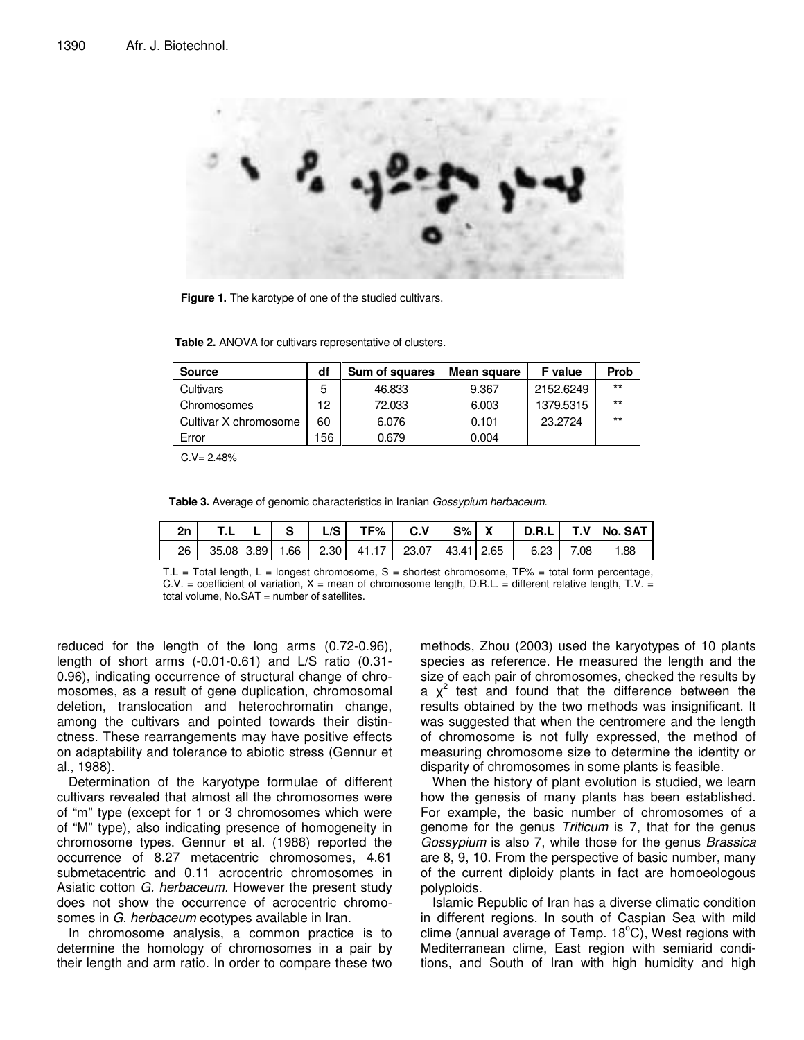**Figure 1.** The karyotype of one of the studied cultivars.

**Table 2.** ANOVA for cultivars representative of clusters.

| Source | df | Sum of squares | Mean square | F value | Prob |
|---|---|---|---|---|---|
| Cultivars | 5 | 46.833 | 9.367 | 2152.6249 | ** |
| Chromosomes | 12 | 72.033 | 6.003 | 1379.5315 | ** |
| Cultivar X chromosome | 60 | 6.076 | 0.101 | 23.2724 | ** |
| Error | 156 | 0.679 | 0.004 | | |

C.V= 2.48%

**Table 3.** Average of genomic characteristics in Iranian *Gossypium herbaceum*.

| 2n | T.L | L | S | L/S | TF% | C.V | S% | X | D.R.L | T.V | No. SAT |
|---|---|---|---|---|---|---|---|---|---|---|---|
| 26 | 35.08 | 3.89 | 1.66 | 2.30 | 41.17 | 23.07 | 43.41 | 2.65 | 6.23 | 7.08 | 1.88 |

T.L = Total length, L = longest chromosome, S = shortest chromosome, TF% = total form percentage, C.V. = coefficient of variation, X = mean of chromosome length, D.R.L. = different relative length, T.V. = total volume, No.SAT = number of satellites.

reduced for the length of the long arms (0.72-0.96), length of short arms (-0.01-0.61) and L/S ratio (0.31-0.96), indicating occurrence of structural change of chromosomes, as a result of gene duplication, chromosomal deletion, translocation and heterochromatin change, among the cultivars and pointed towards their distinctness. These rearrangements may have positive effects on adaptability and tolerance to abiotic stress (Gennur et al., 1988).

Determination of the karyotype formulae of different cultivars revealed that almost all the chromosomes were of "m" type (except for 1 or 3 chromosomes which were of "M" type), also indicating presence of homogeneity in chromosome types. Gennur et al. (1988) reported the occurrence of 8.27 metacentric chromosomes, 4.61 submetacentric and 0.11 acrocentric chromosomes in Asiatic cotton *G. herbaceum.* However the present study does not show the occurrence of acrocentric chromosomes in *G. herbaceum* ecotypes available in Iran.

In chromosome analysis, a common practice is to determine the homology of chromosomes in a pair by their length and arm ratio. In order to compare these two methods, Zhou (2003) used the karyotypes of 10 plants species as reference. He measured the length and the size of each pair of chromosomes, checked the results by a $\chi^2$ test and found that the difference between the results obtained by the two methods was insignificant. It was suggested that when the centromere and the length of chromosome is not fully expressed, the method of measuring chromosome size to determine the identity or disparity of chromosomes in some plants is feasible.

When the history of plant evolution is studied, we learn how the genesis of many plants has been established. For example, the basic number of chromosomes of a genome for the genus *Triticum* is 7, that for the genus *Gossypium* is also 7, while those for the genus *Brassica* are 8, 9, 10. From the perspective of basic number, many of the current diploidy plants in fact are homoeologous polyploids.

Islamic Republic of Iran has a diverse climatic condition in different regions. In south of Caspian Sea with mild clime (annual average of Temp. 18°C), West regions with Mediterranean clime, East region with semiarid conditions, and South of Iran with high humidity and high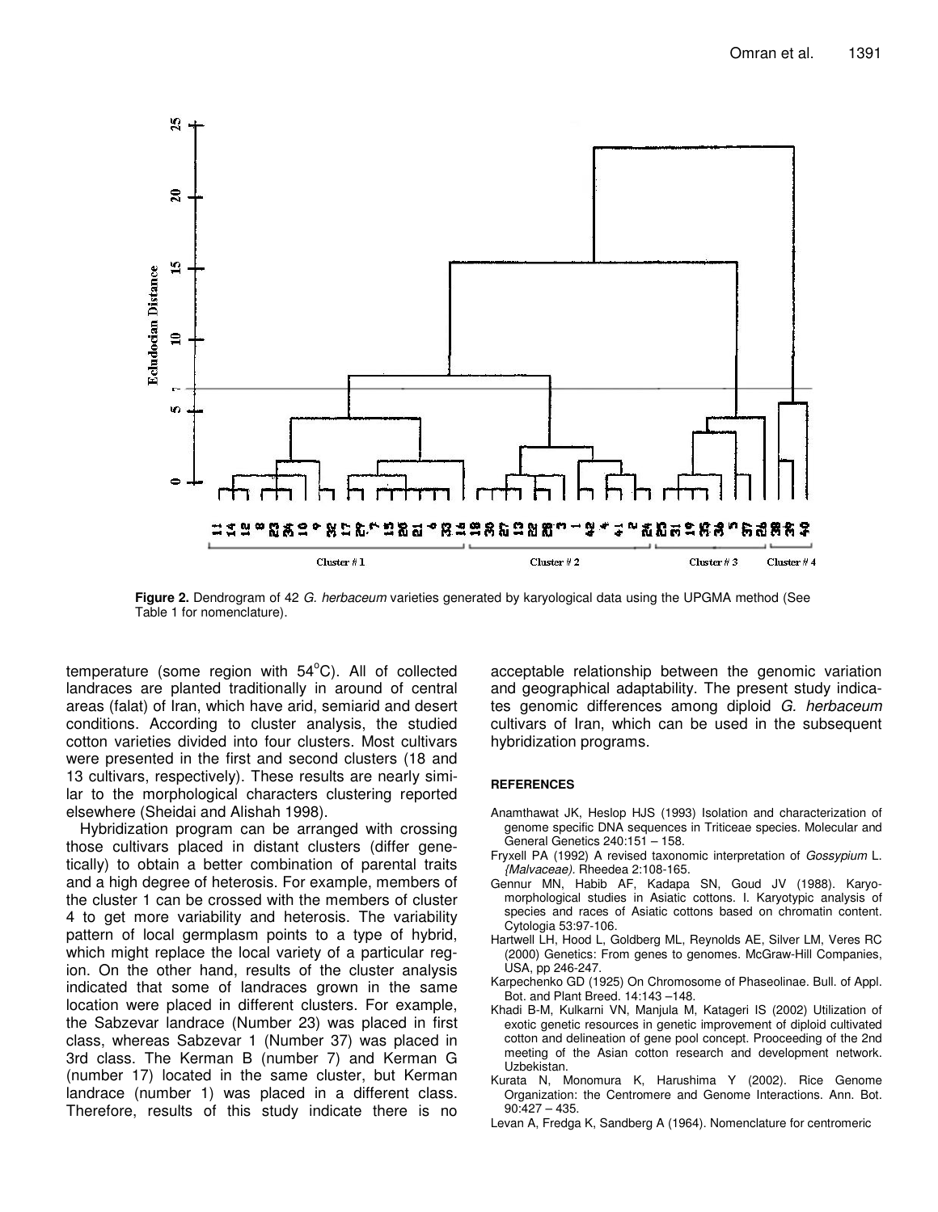**Figure 2.** Dendrogram of 42 *G. herbaceum* varieties generated by karyological data using the UPGMA method (See Table 1 for nomenclature).

temperature (some region with 54°C). All of collected landraces are planted traditionally in around of central areas (falat) of Iran, which have arid, semiarid and desert conditions. According to cluster analysis, the studied cotton varieties divided into four clusters. Most cultivars were presented in the first and second clusters (18 and 13 cultivars, respectively). These results are nearly similar to the morphological characters clustering reported elsewhere (Sheidai and Alishah 1998).

Hybridization program can be arranged with crossing those cultivars placed in distant clusters (differ genetically) to obtain a better combination of parental traits and a high degree of heterosis. For example, members of the cluster 1 can be crossed with the members of cluster 4 to get more variability and heterosis. The variability pattern of local germplasm points to a type of hybrid, which might replace the local variety of a particular region. On the other hand, results of the cluster analysis indicated that some of landraces grown in the same location were placed in different clusters. For example, the Sabzevar landrace (Number 23) was placed in first class, whereas Sabzevar 1 (Number 37) was placed in 3rd class. The Kerman B (number 7) and Kerman G (number 17) located in the same cluster, but Kerman landrace (number 1) was placed in a different class. Therefore, results of this study indicate there is no acceptable relationship between the genomic variation and geographical adaptability. The present study indicates genomic differences among diploid *G. herbaceum* cultivars of Iran, which can be used in the subsequent hybridization programs.

## REFERENCES

Anamthawat JK, Heslop HJS (1993) Isolation and characterization of genome specific DNA sequences in Triticeae species. Molecular and General Genetics 240:151 – 158.

Fryxell PA (1992) A revised taxonomic interpretation of *Gossypium* L. *{Malvaceae).* Rheedea 2:108-165.

Gennur MN, Habib AF, Kadapa SN, Goud JV (1988). Karyomorphological studies in Asiatic cottons. I. Karyotypic analysis of species and races of Asiatic cottons based on chromatin content. Cytologia 53:97-106.

Hartwell LH, Hood L, Goldberg ML, Reynolds AE, Silver LM, Veres RC (2000) Genetics: From genes to genomes. McGraw-Hill Companies, USA, pp 246-247.

Karpechenko GD (1925) On Chromosome of Phaseolinae. Bull. of Appl. Bot. and Plant Breed. 14:143 –148.

Khadi B-M, Kulkarni VN, Manjula M, Katageri IS (2002) Utilization of exotic genetic resources in genetic improvement of diploid cultivated cotton and delineation of gene pool concept. Prooceeding of the 2nd meeting of the Asian cotton research and development network. Uzbekistan.

Kurata N, Monomura K, Harushima Y (2002). Rice Genome Organization: the Centromere and Genome Interactions. Ann. Bot. 90:427 – 435.

Levan A, Fredga K, Sandberg A (1964). Nomenclature for centromeric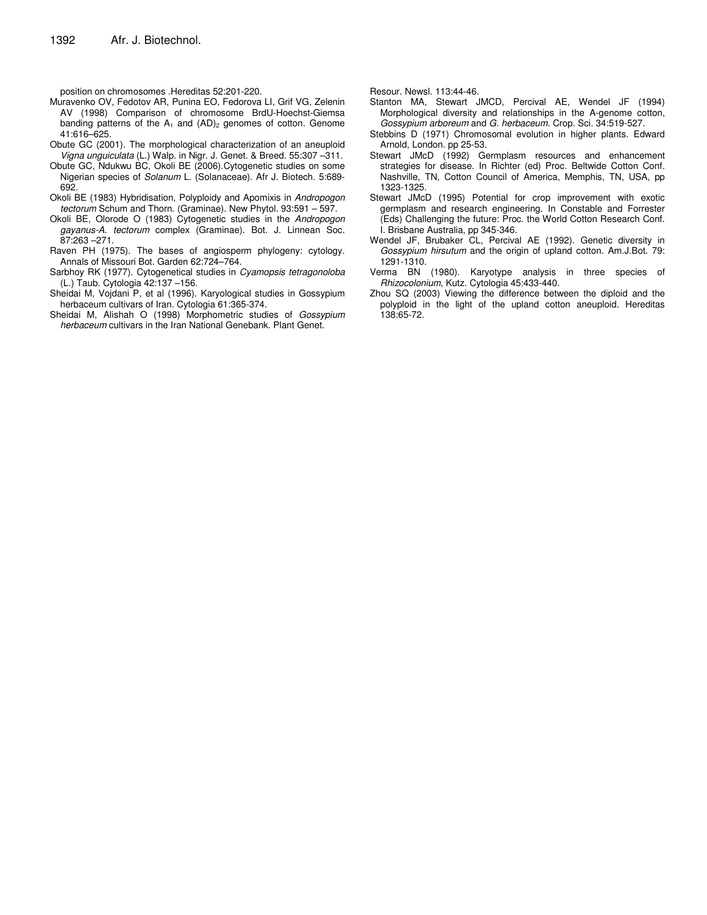position on chromosomes .Hereditas 52:201-220.

Muravenko OV, Fedotov AR, Punina EO, Fedorova LI, Grif VG, Zelenin AV (1998) Comparison of chromosome BrdU-Hoechst-Giemsa banding patterns of the $A_1$ and $(AD)_2$ genomes of cotton. Genome 41:616–625.

Obute GC (2001). The morphological characterization of an aneuploid *Vigna unguiculata* (L.) Walp. in Nigr. J. Genet. & Breed. 55:307 –311.

Obute GC, Ndukwu BC, Okoli BE (2006).Cytogenetic studies on some Nigerian species of *Solanum* L. (Solanaceae). Afr J. Biotech. 5:689-692.

Okoli BE (1983) Hybridisation, Polyploidy and Apomixis in *Andropogon tectorum* Schum and Thorn. (Graminae). New Phytol. 93:591 – 597.

Okoli BE, Olorode O (1983) Cytogenetic studies in the *Andropogon gayanus-A. tectorum* complex (Graminae). Bot. J. Linnean Soc. 87:263 –271.

Raven PH (1975). The bases of angiosperm phylogeny: cytology. Annals of Missouri Bot. Garden 62:724–764.

Sarbhoy RK (1977). Cytogenetical studies in *Cyamopsis tetragonoloba* (L.) Taub. Cytologia 42:137 –156.

Sheidai M, Vojdani P, et al (1996). Karyological studies in Gossypium herbaceum cultivars of Iran. Cytologia 61:365-374.

Sheidai M, Alishah O (1998) Morphometric studies of *Gossypium herbaceum* cultivars in the Iran National Genebank. Plant Genet. Resour. Newsl. 113:44-46.

Stanton MA, Stewart JMCD, Percival AE, Wendel JF (1994) Morphological diversity and relationships in the A-genome cotton, *Gossypium arboreum* and *G. herbaceum*. Crop. Sci. 34:519-527.

Stebbins D (1971) Chromosomal evolution in higher plants. Edward Arnold, London. pp 25-53.

Stewart JMcD (1992) Germplasm resources and enhancement strategies for disease. In Richter (ed) Proc. Beltwide Cotton Conf. Nashville, TN, Cotton Council of America, Memphis, TN, USA, pp 1323-1325.

Stewart JMcD (1995) Potential for crop improvement with exotic germplasm and research engineering. In Constable and Forrester (Eds) Challenging the future: Proc. the World Cotton Research Conf. I. Brisbane Australia, pp 345-346.

Wendel JF, Brubaker CL, Percival AE (1992). Genetic diversity in *Gossypium hirsutum* and the origin of upland cotton. Am.J.Bot. 79: 1291-1310.

Verma BN (1980). Karyotype analysis in three species of *Rhizocolonium*, Kutz. Cytologia 45:433-440.

Zhou SQ (2003) Viewing the difference between the diploid and the polyploid in the light of the upland cotton aneuploid. Hereditas 138:65-72.